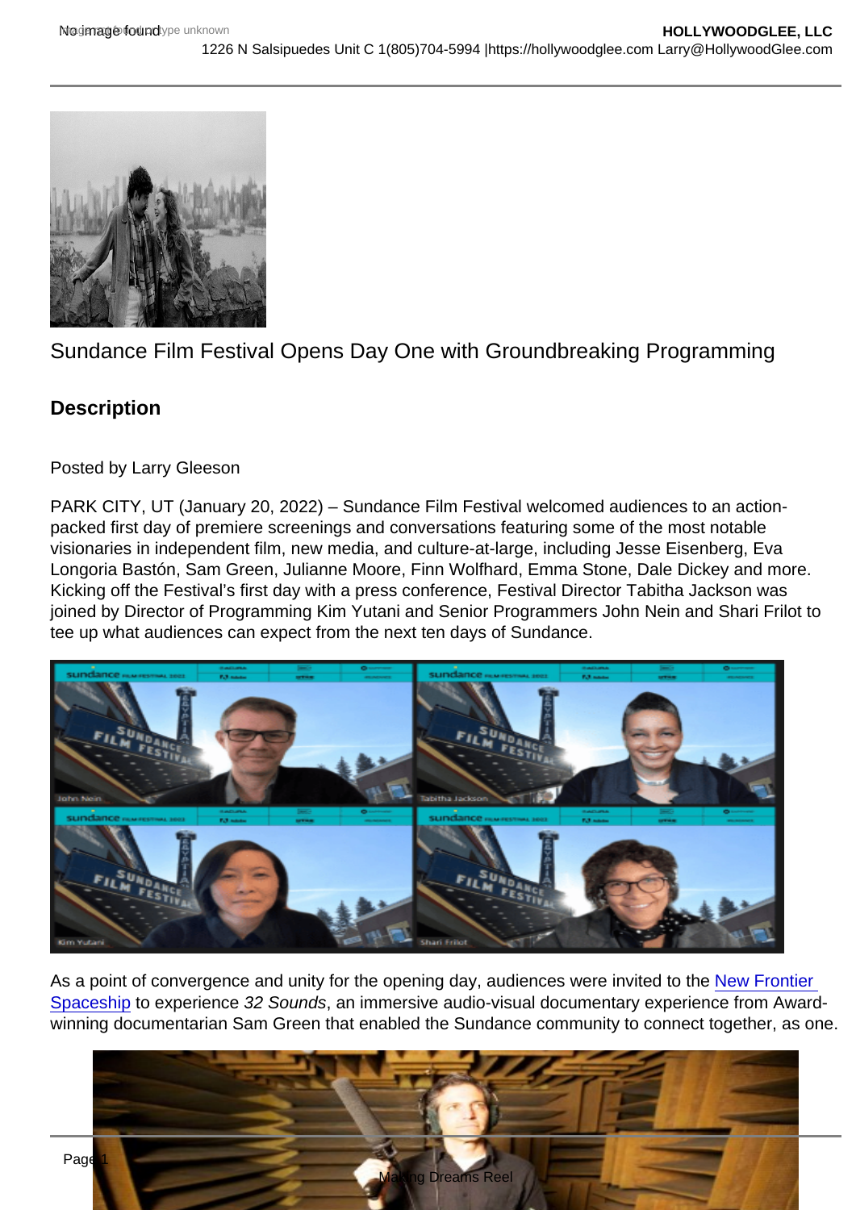# Sundance Film Festival Opens Day One with Groundbreaking Programming

## Description

Posted by Larry Gleeson

PARK CITY, UT (January 20, 2022) – Sundance Film Festival welcomed audiences to an action-packed first day of premiere screenings and conversations featuring some of the most notable visionaries in independent film, new media, and culture-at-large, including Jesse Eisenberg, Eva Longoria Bastón, Sam Green, Julianne Moore, Finn Wolfhard, Emma Stone, Dale Dickey and more. Kicking off the Festival's first day with a press conference, Festival Director Tabitha Jackson was joined by Director of Programming Kim Yutani and Senior Programmers John Nein and Shari Frilot to tee up what audiences can expect from the next ten days of Sundance.

As a point of convergence and unity for the opening day, audiences were invited to the New Frontier Spaceship to experience *32 Sounds*, an immersive audio-visual documentary experience from Award-winning documentarian Sam Green that enabled the Sundance community to connect together, as one.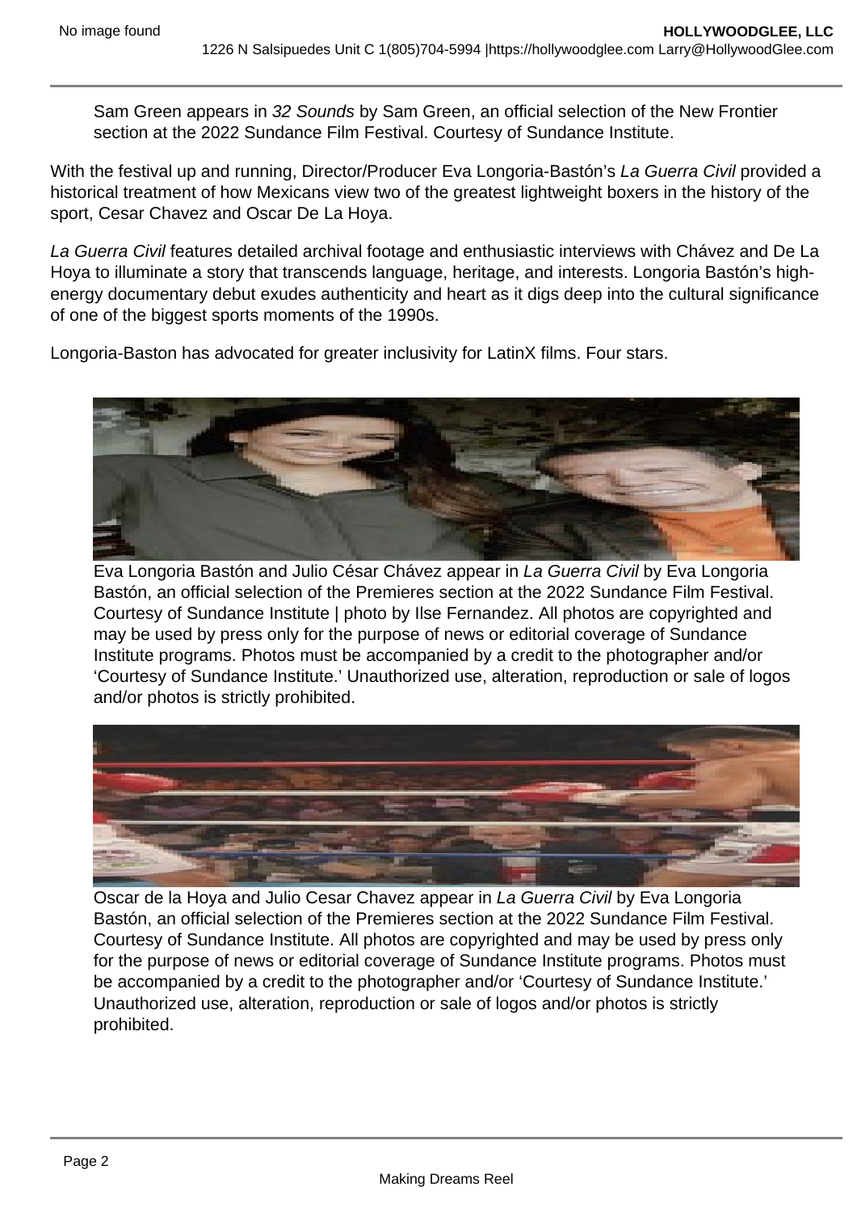Sam Green appears in *32 Sounds* by Sam Green, an official selection of the New Frontier section at the 2022 Sundance Film Festival. Courtesy of Sundance Institute.

With the festival up and running, Director/Producer Eva Longoria-Bastón's *La Guerra Civil* provided a historical treatment of how Mexicans view two of the greatest lightweight boxers in the history of the sport, Cesar Chavez and Oscar De La Hoya.

*La Guerra Civil* features detailed archival footage and enthusiastic interviews with Chávez and De La Hoya to illuminate a story that transcends language, heritage, and interests. Longoria Bastón's high-energy documentary debut exudes authenticity and heart as it digs deep into the cultural significance of one of the biggest sports moments of the 1990s.

Longoria-Baston has advocated for greater inclusivity for LatinX films. Four stars.

Eva Longoria Bastón and Julio César Chávez appear in *La Guerra Civil* by Eva Longoria Bastón, an official selection of the Premieres section at the 2022 Sundance Film Festival. Courtesy of Sundance Institute | photo by Ilse Fernandez. All photos are copyrighted and may be used by press only for the purpose of news or editorial coverage of Sundance Institute programs. Photos must be accompanied by a credit to the photographer and/or 'Courtesy of Sundance Institute.' Unauthorized use, alteration, reproduction or sale of logos and/or photos is strictly prohibited.

Oscar de la Hoya and Julio Cesar Chavez appear in *La Guerra Civil* by Eva Longoria Bastón, an official selection of the Premieres section at the 2022 Sundance Film Festival. Courtesy of Sundance Institute. All photos are copyrighted and may be used by press only for the purpose of news or editorial coverage of Sundance Institute programs. Photos must be accompanied by a credit to the photographer and/or 'Courtesy of Sundance Institute.' Unauthorized use, alteration, reproduction or sale of logos and/or photos is strictly prohibited.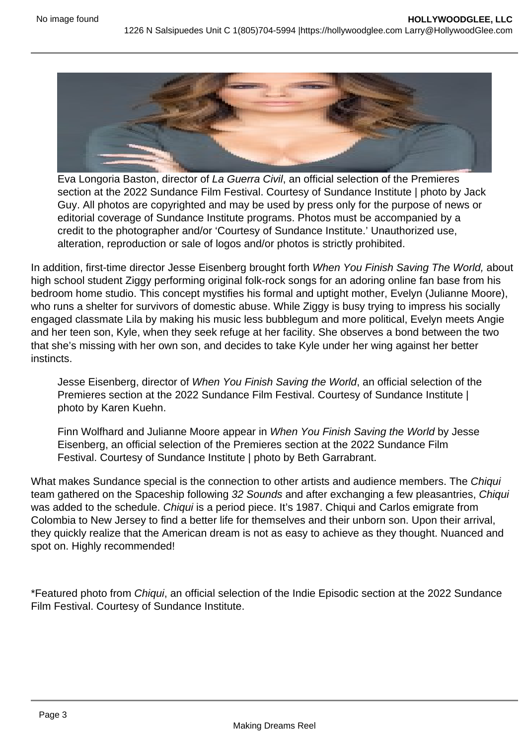Eva Longoria Baston, director of *La Guerra Civil*, an official selection of the Premieres section at the 2022 Sundance Film Festival. Courtesy of Sundance Institute | photo by Jack Guy. All photos are copyrighted and may be used by press only for the purpose of news or editorial coverage of Sundance Institute programs. Photos must be accompanied by a credit to the photographer and/or 'Courtesy of Sundance Institute.' Unauthorized use, alteration, reproduction or sale of logos and/or photos is strictly prohibited.

In addition, first-time director Jesse Eisenberg brought forth *When You Finish Saving The World,* about high school student Ziggy performing original folk-rock songs for an adoring online fan base from his bedroom home studio. This concept mystifies his formal and uptight mother, Evelyn (Julianne Moore), who runs a shelter for survivors of domestic abuse. While Ziggy is busy trying to impress his socially engaged classmate Lila by making his music less bubblegum and more political, Evelyn meets Angie and her teen son, Kyle, when they seek refuge at her facility. She observes a bond between the two that she's missing with her own son, and decides to take Kyle under her wing against her better instincts.

Jesse Eisenberg, director of *When You Finish Saving the World*, an official selection of the Premieres section at the 2022 Sundance Film Festival. Courtesy of Sundance Institute | photo by Karen Kuehn.

Finn Wolfhard and Julianne Moore appear in *When You Finish Saving the World* by Jesse Eisenberg, an official selection of the Premieres section at the 2022 Sundance Film Festival. Courtesy of Sundance Institute | photo by Beth Garrabrant.

What makes Sundance special is the connection to other artists and audience members. The *Chiqui* team gathered on the Spaceship following *32 Sounds* and after exchanging a few pleasantries, *Chiqui* was added to the schedule. *Chiqui* is a period piece. It's 1987. Chiqui and Carlos emigrate from Colombia to New Jersey to find a better life for themselves and their unborn son. Upon their arrival, they quickly realize that the American dream is not as easy to achieve as they thought. Nuanced and spot on. Highly recommended!

*Featured photo from *Chiqui*, an official selection of the Indie Episodic section at the 2022 Sundance Film Festival. Courtesy of Sundance Institute.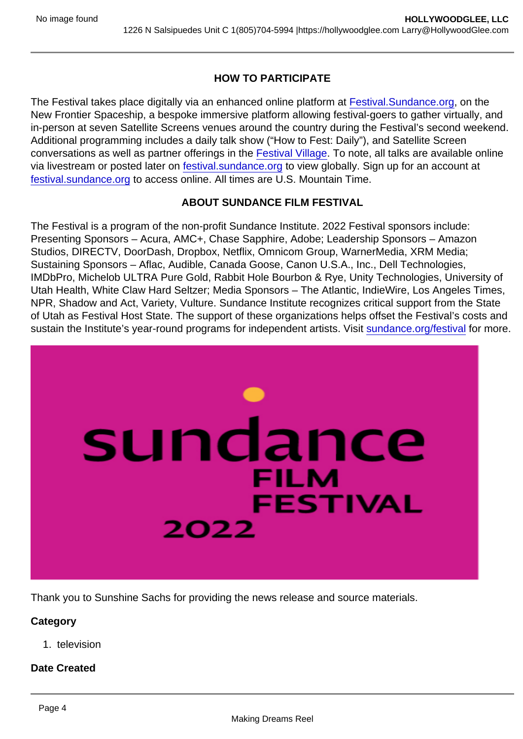## HOW TO PARTICIPATE

The Festival takes place digitally via an enhanced online platform at Festival.Sundance.org, on the New Frontier Spaceship, a bespoke immersive platform allowing festival-goers to gather virtually, and in-person at seven Satellite Screens venues around the country during the Festival's second weekend. Additional programming includes a daily talk show ("How to Fest: Daily"), and Satellite Screen conversations as well as partner offerings in the Festival Village. To note, all talks are available online via livestream or posted later on festival.sundance.org to view globally. Sign up for an account at festival.sundance.org to access online. All times are U.S. Mountain Time.

## ABOUT SUNDANCE FILM FESTIVAL

The Festival is a program of the non-profit Sundance Institute. 2022 Festival sponsors include: Presenting Sponsors – Acura, AMC+, Chase Sapphire, Adobe; Leadership Sponsors – Amazon Studios, DIRECTV, DoorDash, Dropbox, Netflix, Omnicom Group, WarnerMedia, XRM Media; Sustaining Sponsors – Aflac, Audible, Canada Goose, Canon U.S.A., Inc., Dell Technologies, IMDbPro, Michelob ULTRA Pure Gold, Rabbit Hole Bourbon & Rye, Unity Technologies, University of Utah Health, White Claw Hard Seltzer; Media Sponsors – The Atlantic, IndieWire, Los Angeles Times, NPR, Shadow and Act, Variety, Vulture. Sundance Institute recognizes critical support from the State of Utah as Festival Host State. The support of these organizations helps offset the Festival's costs and sustain the Institute's year-round programs for independent artists. Visit sundance.org/festival for more.

Thank you to Sunshine Sachs for providing the news release and source materials.

**Category**

1. television

**Date Created**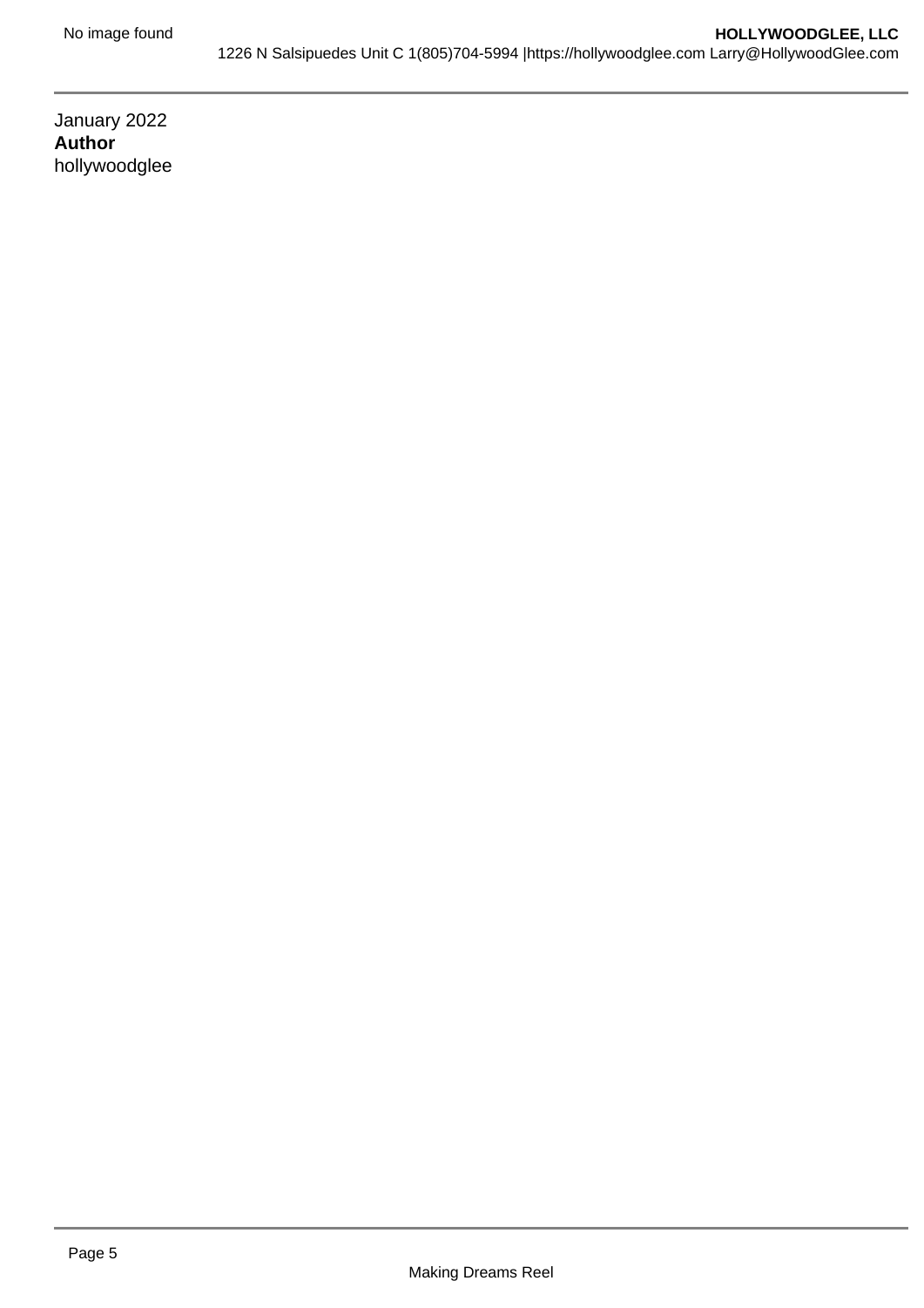January 2022
**Author**
hollywoodglee